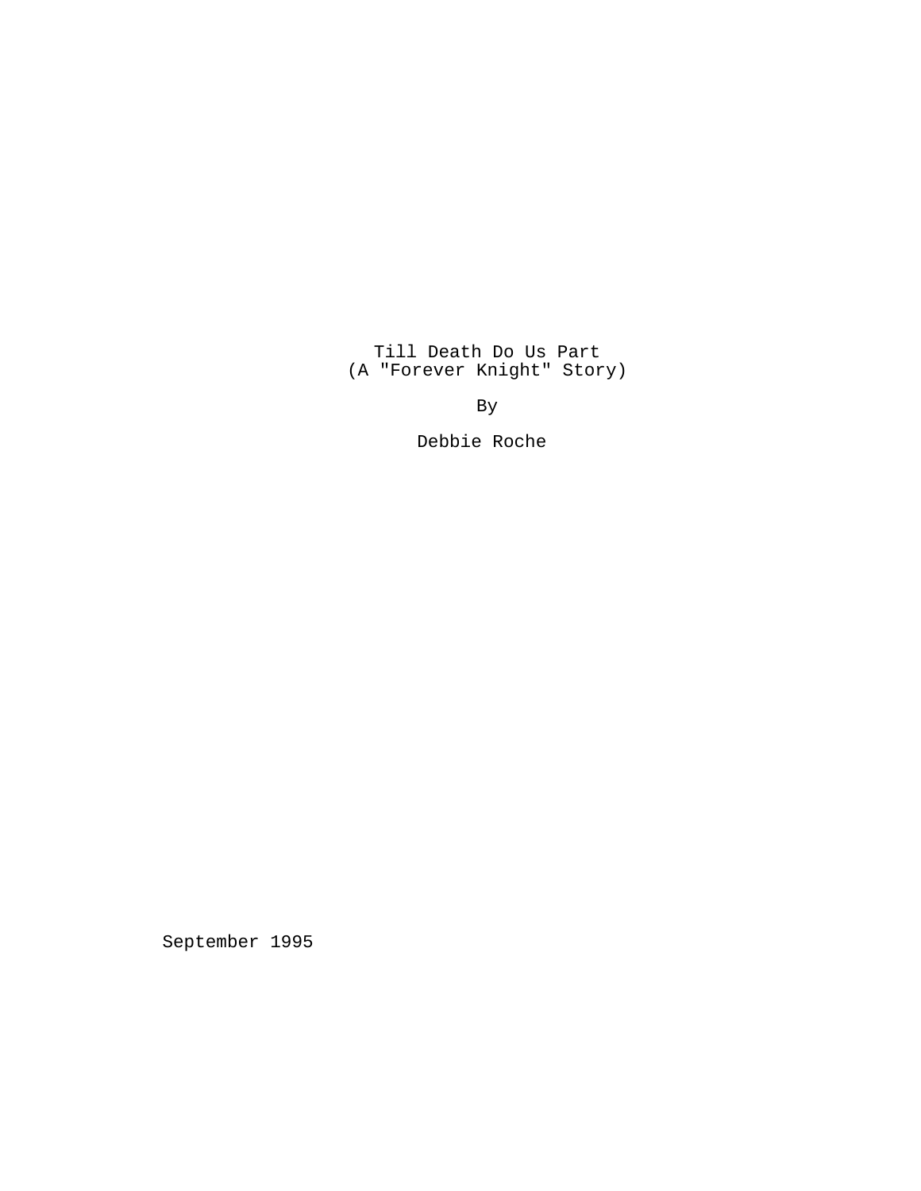# Till Death Do Us Part
(A "Forever Knight" Story)

By

Debbie Roche

September 1995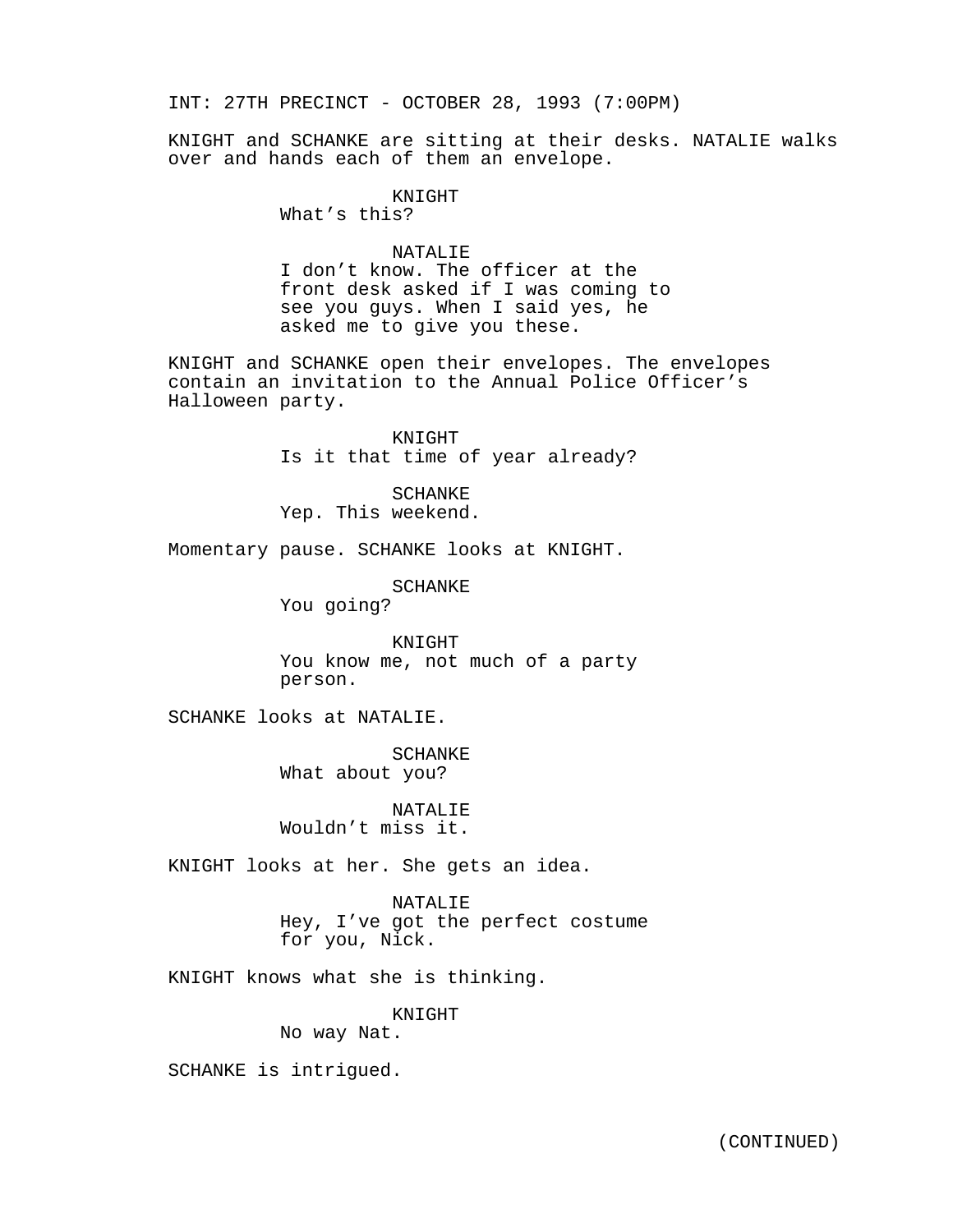INT: 27TH PRECINCT - OCTOBER 28, 1993 (7:00PM)

KNIGHT and SCHANKE are sitting at their desks. NATALIE walks over and hands each of them an envelope.

KNIGHT
What’s this?

NATALIE
I don’t know. The officer at the front desk asked if I was coming to see you guys. When I said yes, he asked me to give you these.

KNIGHT and SCHANKE open their envelopes. The envelopes contain an invitation to the Annual Police Officer’s Halloween party.

KNIGHT
Is it that time of year already?

SCHANKE
Yep. This weekend.

Momentary pause. SCHANKE looks at KNIGHT.

SCHANKE
You going?

KNIGHT
You know me, not much of a party person.

SCHANKE looks at NATALIE.

SCHANKE
What about you?

NATALIE
Wouldn’t miss it.

KNIGHT looks at her. She gets an idea.

NATALIE
Hey, I’ve got the perfect costume for you, Nick.

KNIGHT knows what she is thinking.

KNIGHT
No way Nat.

SCHANKE is intrigued.

(CONTINUED)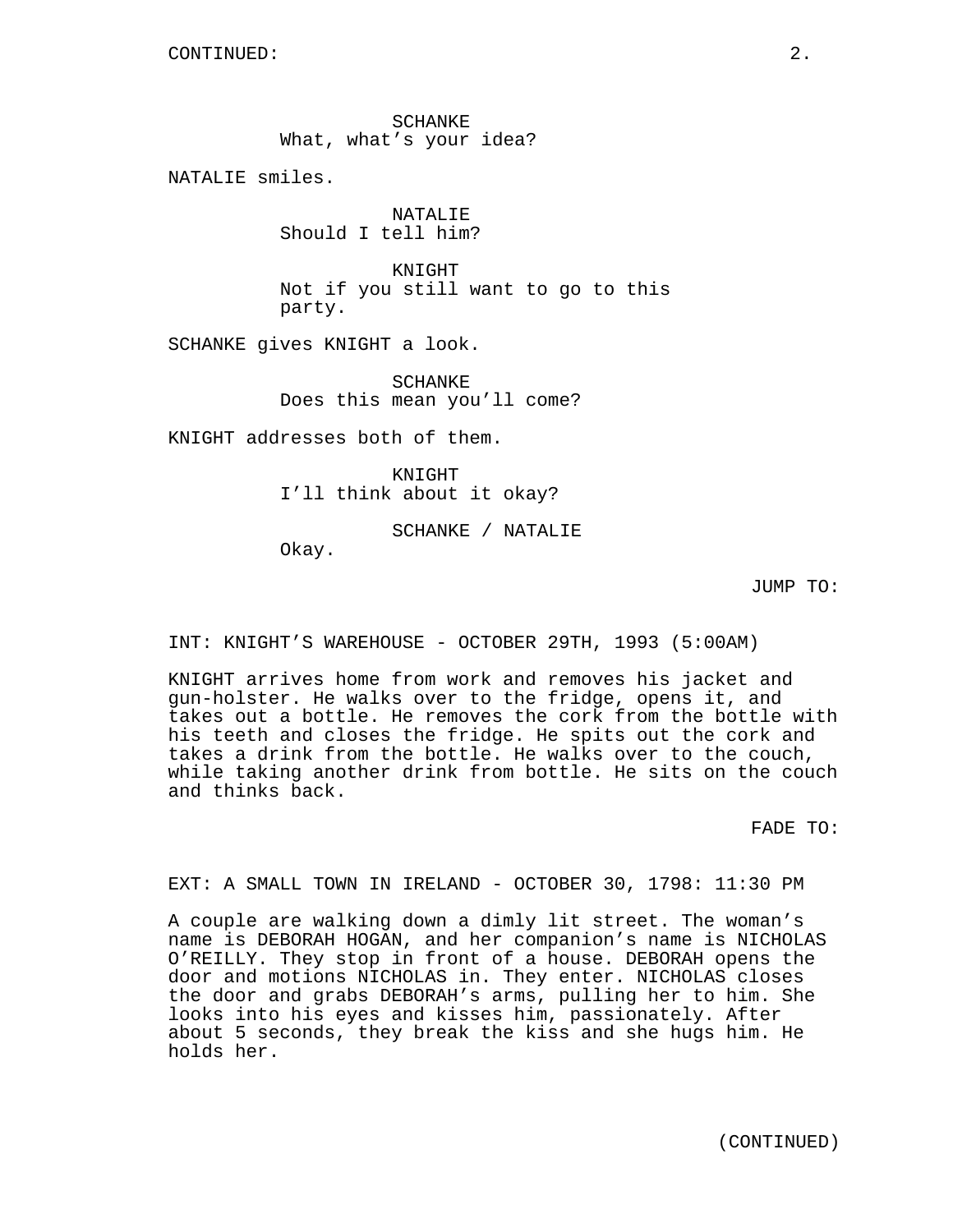CONTINUED:

SCHANKE
What, what's your idea?

NATALIE smiles.

NATALIE
Should I tell him?

KNIGHT
Not if you still want to go to this party.

SCHANKE gives KNIGHT a look.

SCHANKE
Does this mean you'll come?

KNIGHT addresses both of them.

KNIGHT
I'll think about it okay?

SCHANKE / NATALIE
Okay.

JUMP TO:

INT: KNIGHT'S WAREHOUSE - OCTOBER 29TH, 1993 (5:00AM)

KNIGHT arrives home from work and removes his jacket and gun-holster. He walks over to the fridge, opens it, and takes out a bottle. He removes the cork from the bottle with his teeth and closes the fridge. He spits out the cork and takes a drink from the bottle. He walks over to the couch, while taking another drink from bottle. He sits on the couch and thinks back.

FADE TO:

EXT: A SMALL TOWN IN IRELAND - OCTOBER 30, 1798: 11:30 PM

A couple are walking down a dimly lit street. The woman's name is DEBORAH HOGAN, and her companion's name is NICHOLAS O'REILLY. They stop in front of a house. DEBORAH opens the door and motions NICHOLAS in. They enter. NICHOLAS closes the door and grabs DEBORAH's arms, pulling her to him. She looks into his eyes and kisses him, passionately. After about 5 seconds, they break the kiss and she hugs him. He holds her.

(CONTINUED)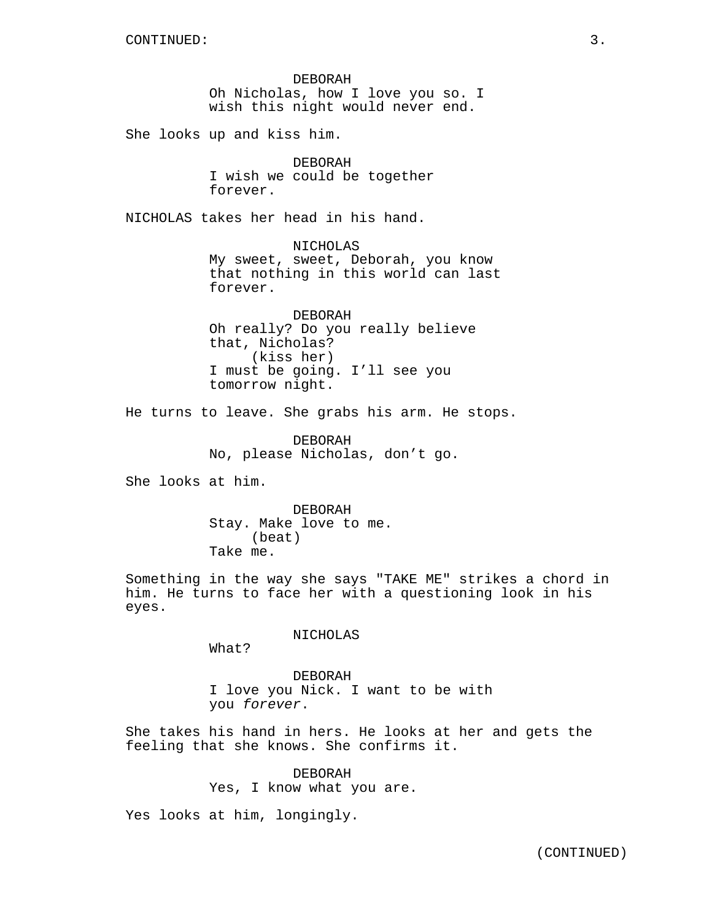DEBORAH
Oh Nicholas, how I love you so. I wish this night would never end.

She looks up and kiss him.

DEBORAH
I wish we could be together forever.

NICHOLAS takes her head in his hand.

NICHOLAS
My sweet, sweet, Deborah, you know that nothing in this world can last forever.

DEBORAH
Oh really? Do you really believe that, Nicholas?
(kiss her)
I must be going. I'll see you tomorrow night.

He turns to leave. She grabs his arm. He stops.

DEBORAH
No, please Nicholas, don't go.

She looks at him.

DEBORAH
Stay. Make love to me.
(beat)
Take me.

Something in the way she says "TAKE ME" strikes a chord in him. He turns to face her with a questioning look in his eyes.

NICHOLAS
What?

DEBORAH
I love you Nick. I want to be with you *forever*.

She takes his hand in hers. He looks at her and gets the feeling that she knows. She confirms it.

DEBORAH
Yes, I know what you are.

Yes looks at him, longingly.

(CONTINUED)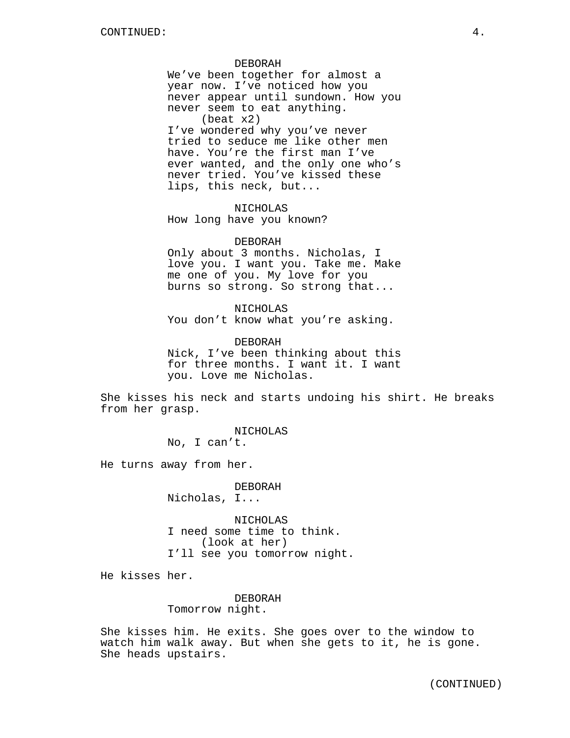CONTINUED:

DEBORAH
We've been together for almost a year now. I've noticed how you never appear until sundown. How you never seem to eat anything.
(beat x2)
I've wondered why you've never tried to seduce me like other men have. You're the first man I've ever wanted, and the only one who's never tried. You've kissed these lips, this neck, but...

NICHOLAS
How long have you known?

DEBORAH
Only about 3 months. Nicholas, I love you. I want you. Take me. Make me one of you. My love for you burns so strong. So strong that...

NICHOLAS
You don't know what you're asking.

DEBORAH
Nick, I've been thinking about this for three months. I want it. I want you. Love me Nicholas.

She kisses his neck and starts undoing his shirt. He breaks from her grasp.

NICHOLAS
No, I can't.

He turns away from her.

DEBORAH
Nicholas, I...

NICHOLAS
I need some time to think.
(look at her)
I'll see you tomorrow night.

He kisses her.

DEBORAH
Tomorrow night.

She kisses him. He exits. She goes over to the window to watch him walk away. But when she gets to it, he is gone. She heads upstairs.

(CONTINUED)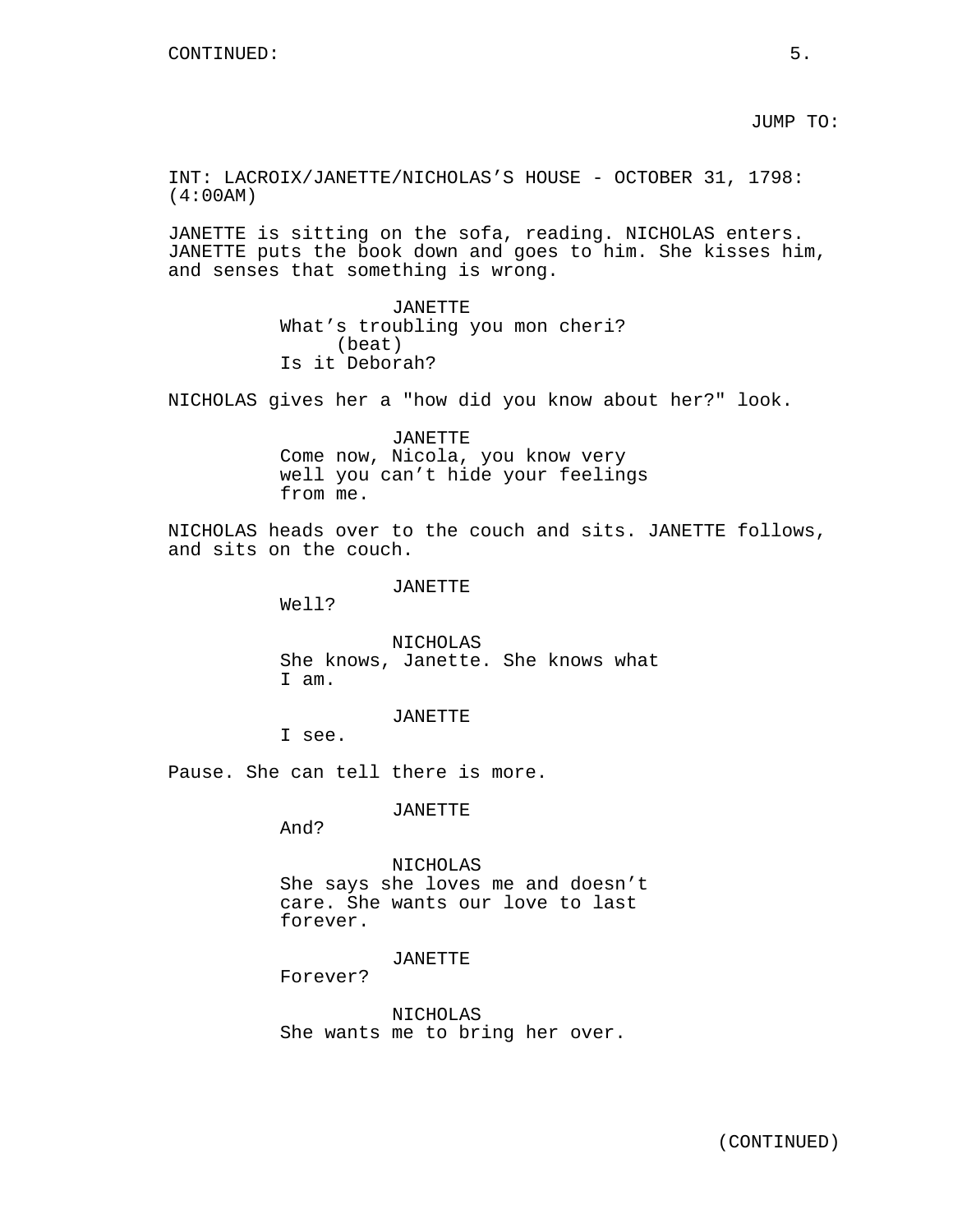JUMP TO:

INT: LACROIX/JANETTE/NICHOLAS’S HOUSE - OCTOBER 31, 1798: (4:00AM)

JANETTE is sitting on the sofa, reading. NICHOLAS enters. JANETTE puts the book down and goes to him. She kisses him, and senses that something is wrong.

JANETTE
What’s troubling you mon cheri?
(beat)
Is it Deborah?

NICHOLAS gives her a "how did you know about her?" look.

JANETTE
Come now, Nicola, you know very well you can’t hide your feelings from me.

NICHOLAS heads over to the couch and sits. JANETTE follows, and sits on the couch.

JANETTE
Well?

NICHOLAS
She knows, Janette. She knows what I am.

JANETTE
I see.

Pause. She can tell there is more.

JANETTE
And?

NICHOLAS
She says she loves me and doesn’t care. She wants our love to last forever.

JANETTE
Forever?

NICHOLAS
She wants me to bring her over.

(CONTINUED)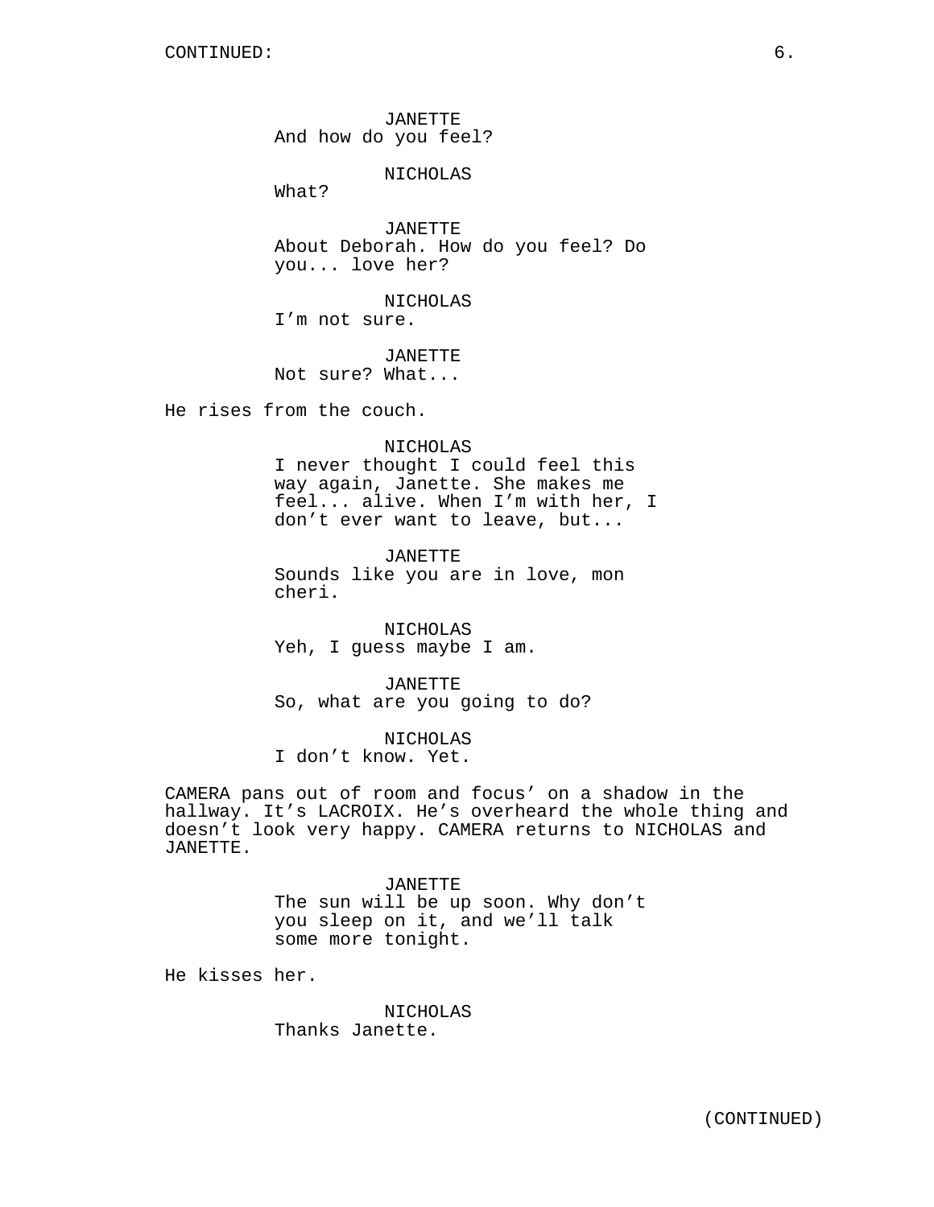CONTINUED:

JANETTE
And how do you feel?

NICHOLAS
What?

JANETTE
About Deborah. How do you feel? Do you... love her?

NICHOLAS
I'm not sure.

JANETTE
Not sure? What...

He rises from the couch.

NICHOLAS
I never thought I could feel this way again, Janette. She makes me feel... alive. When I'm with her, I don't ever want to leave, but...

JANETTE
Sounds like you are in love, mon cheri.

NICHOLAS
Yeh, I guess maybe I am.

JANETTE
So, what are you going to do?

NICHOLAS
I don't know. Yet.

CAMERA pans out of room and focus' on a shadow in the hallway. It's LACROIX. He's overheard the whole thing and doesn't look very happy. CAMERA returns to NICHOLAS and JANETTE.

JANETTE
The sun will be up soon. Why don't you sleep on it, and we'll talk some more tonight.

He kisses her.

NICHOLAS
Thanks Janette.

(CONTINUED)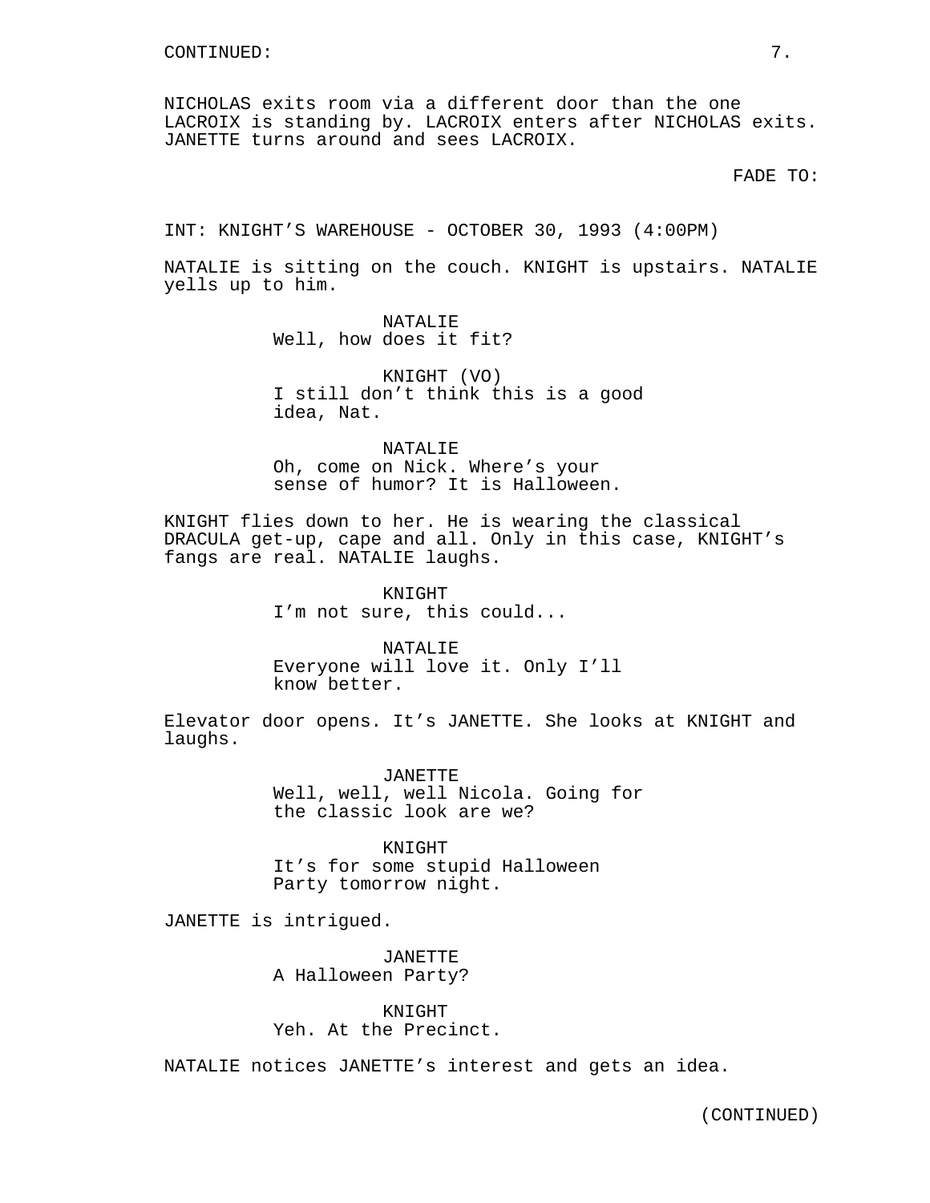NICHOLAS exits room via a different door than the one LACROIX is standing by. LACROIX enters after NICHOLAS exits. JANETTE turns around and sees LACROIX.

FADE TO:

INT: KNIGHT'S WAREHOUSE - OCTOBER 30, 1993 (4:00PM)

NATALIE is sitting on the couch. KNIGHT is upstairs. NATALIE yells up to him.

NATALIE
Well, how does it fit?

KNIGHT (VO)
I still don't think this is a good idea, Nat.

NATALIE
Oh, come on Nick. Where's your sense of humor? It is Halloween.

KNIGHT flies down to her. He is wearing the classical DRACULA get-up, cape and all. Only in this case, KNIGHT's fangs are real. NATALIE laughs.

KNIGHT
I'm not sure, this could...

NATALIE
Everyone will love it. Only I'll know better.

Elevator door opens. It's JANETTE. She looks at KNIGHT and laughs.

JANETTE
Well, well, well Nicola. Going for the classic look are we?

KNIGHT
It's for some stupid Halloween Party tomorrow night.

JANETTE is intrigued.

JANETTE
A Halloween Party?

KNIGHT
Yeh. At the Precinct.

NATALIE notices JANETTE's interest and gets an idea.

(CONTINUED)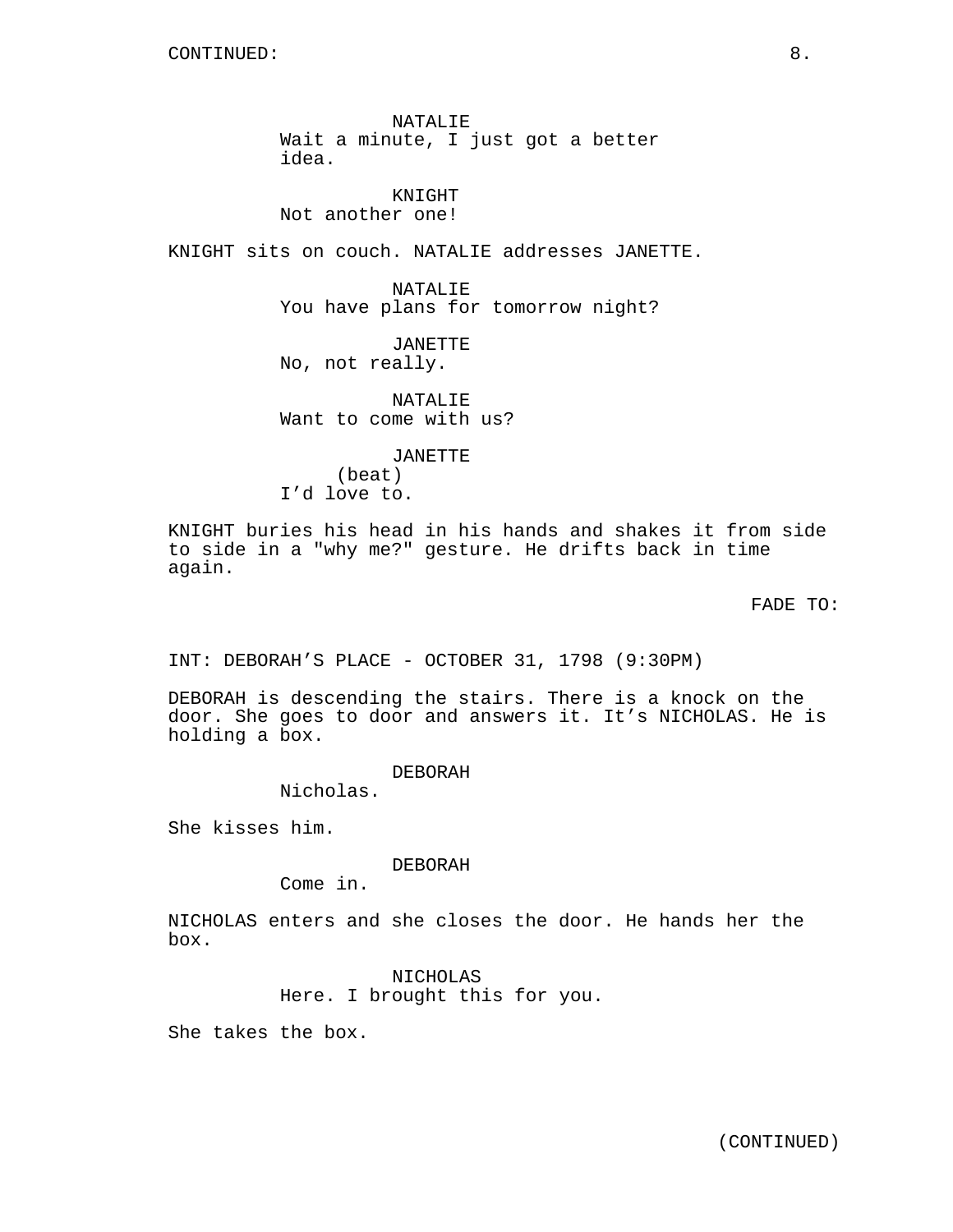CONTINUED:

NATALIE
Wait a minute, I just got a better idea.

KNIGHT
Not another one!

KNIGHT sits on couch. NATALIE addresses JANETTE.

NATALIE
You have plans for tomorrow night?

JANETTE
No, not really.

NATALIE
Want to come with us?

JANETTE
(beat)
I'd love to.

KNIGHT buries his head in his hands and shakes it from side to side in a "why me?" gesture. He drifts back in time again.

FADE TO:

INT: DEBORAH'S PLACE - OCTOBER 31, 1798 (9:30PM)

DEBORAH is descending the stairs. There is a knock on the door. She goes to door and answers it. It's NICHOLAS. He is holding a box.

DEBORAH
Nicholas.

She kisses him.

DEBORAH
Come in.

NICHOLAS enters and she closes the door. He hands her the box.

NICHOLAS
Here. I brought this for you.

She takes the box.

(CONTINUED)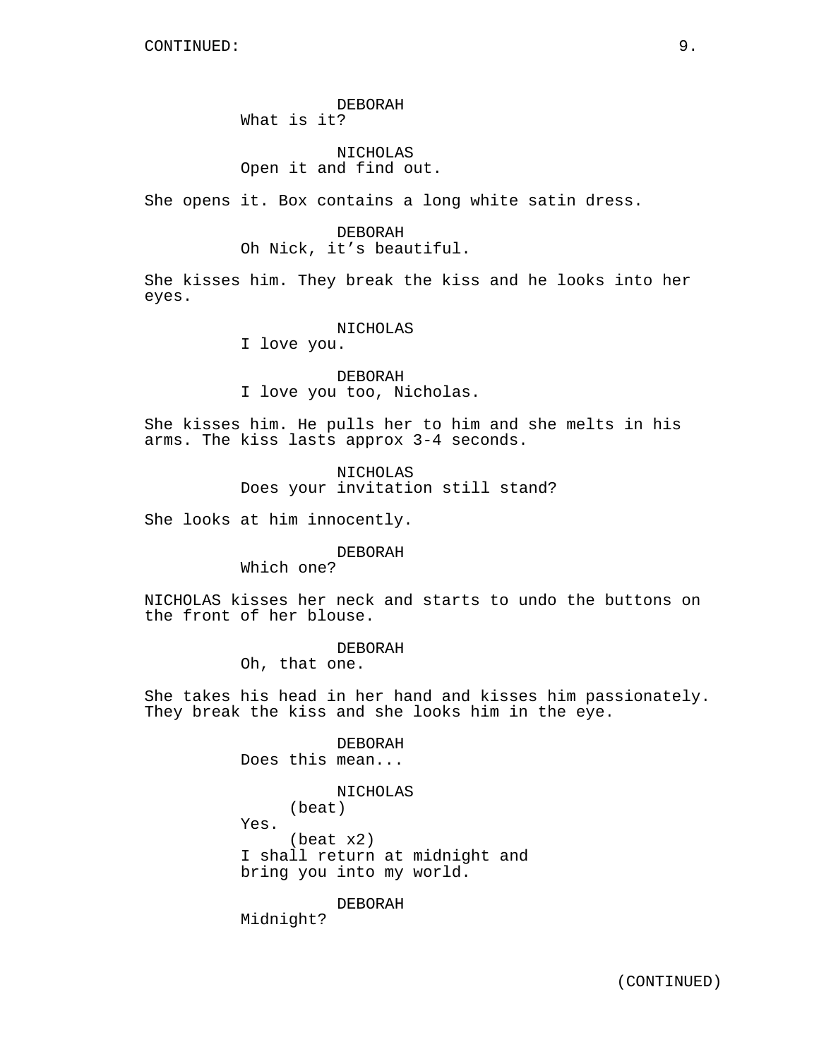CONTINUED:

DEBORAH
What is it?

NICHOLAS
Open it and find out.

She opens it. Box contains a long white satin dress.

DEBORAH
Oh Nick, it’s beautiful.

She kisses him. They break the kiss and he looks into her eyes.

NICHOLAS
I love you.

DEBORAH
I love you too, Nicholas.

She kisses him. He pulls her to him and she melts in his arms. The kiss lasts approx 3-4 seconds.

NICHOLAS
Does your invitation still stand?

She looks at him innocently.

DEBORAH
Which one?

NICHOLAS kisses her neck and starts to undo the buttons on the front of her blouse.

DEBORAH
Oh, that one.

She takes his head in her hand and kisses him passionately. They break the kiss and she looks him in the eye.

DEBORAH
Does this mean...

NICHOLAS
(beat)
Yes.
(beat x2)
I shall return at midnight and bring you into my world.

DEBORAH
Midnight?

(CONTINUED)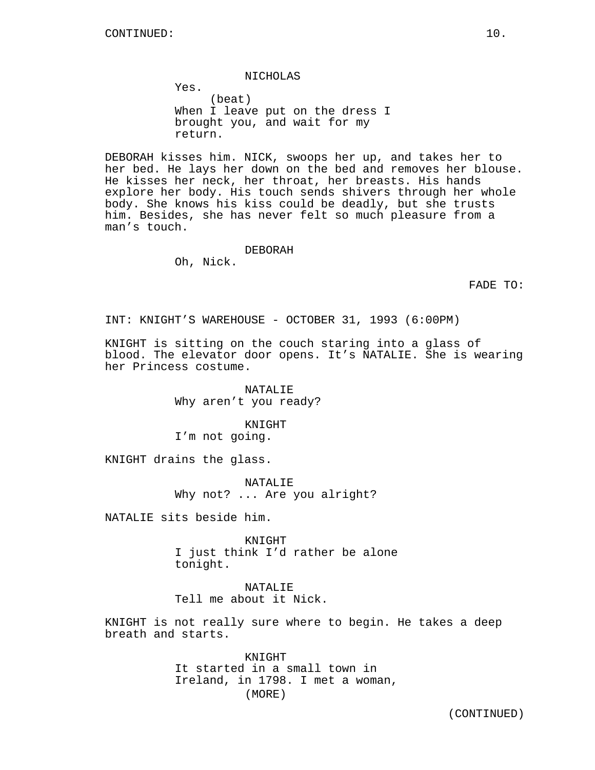NICHOLAS
Yes.
(beat)
When I leave put on the dress I brought you, and wait for my return.

DEBORAH kisses him. NICK, swoops her up, and takes her to her bed. He lays her down on the bed and removes her blouse. He kisses her neck, her throat, her breasts. His hands explore her body. His touch sends shivers through her whole body. She knows his kiss could be deadly, but she trusts him. Besides, she has never felt so much pleasure from a man's touch.

DEBORAH
Oh, Nick.

FADE TO:

INT: KNIGHT'S WAREHOUSE - OCTOBER 31, 1993 (6:00PM)

KNIGHT is sitting on the couch staring into a glass of blood. The elevator door opens. It's NATALIE. She is wearing her Princess costume.

NATALIE
Why aren't you ready?

KNIGHT
I'm not going.

KNIGHT drains the glass.

NATALIE
Why not? ... Are you alright?

NATALIE sits beside him.

KNIGHT
I just think I'd rather be alone tonight.

NATALIE
Tell me about it Nick.

KNIGHT is not really sure where to begin. He takes a deep breath and starts.

KNIGHT
It started in a small town in Ireland, in 1798. I met a woman,
(MORE)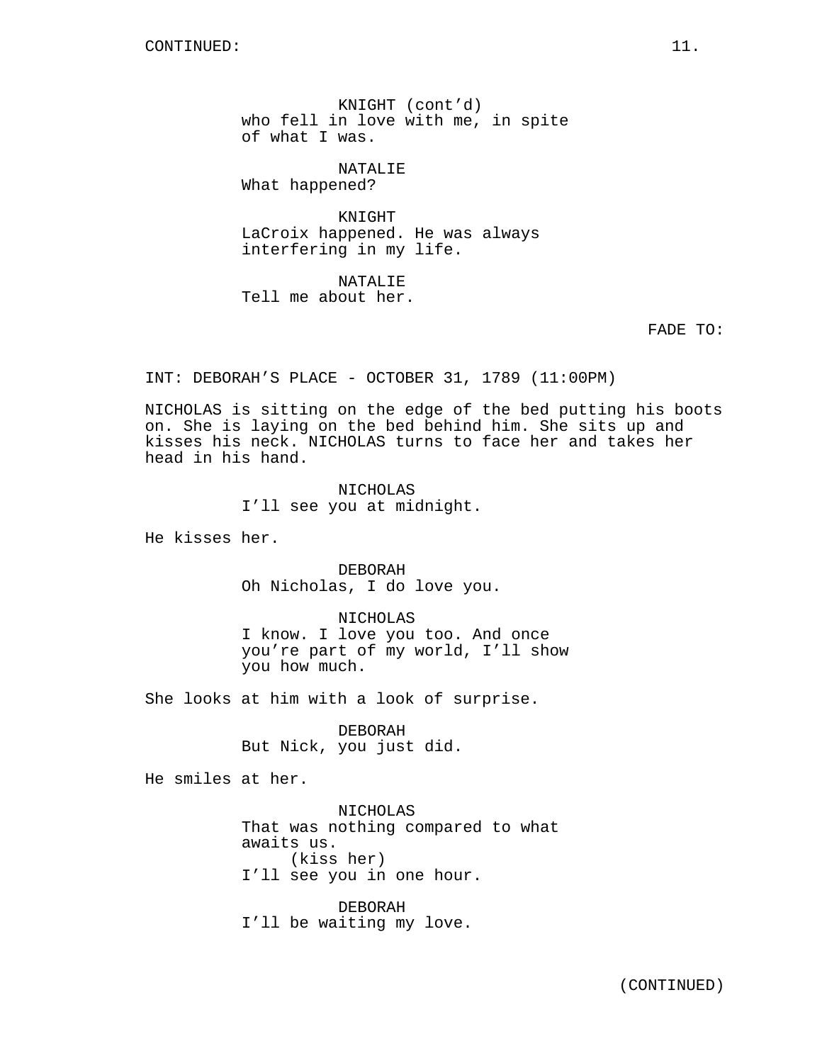KNIGHT (cont'd)
who fell in love with me, in spite of what I was.

NATALIE
What happened?

KNIGHT
LaCroix happened. He was always interfering in my life.

NATALIE
Tell me about her.

FADE TO:

INT: DEBORAH'S PLACE - OCTOBER 31, 1789 (11:00PM)

NICHOLAS is sitting on the edge of the bed putting his boots on. She is laying on the bed behind him. She sits up and kisses his neck. NICHOLAS turns to face her and takes her head in his hand.

NICHOLAS
I'll see you at midnight.

He kisses her.

DEBORAH
Oh Nicholas, I do love you.

NICHOLAS
I know. I love you too. And once you're part of my world, I'll show you how much.

She looks at him with a look of surprise.

DEBORAH
But Nick, you just did.

He smiles at her.

NICHOLAS
That was nothing compared to what awaits us.
(kiss her)
I'll see you in one hour.

DEBORAH
I'll be waiting my love.

(CONTINUED)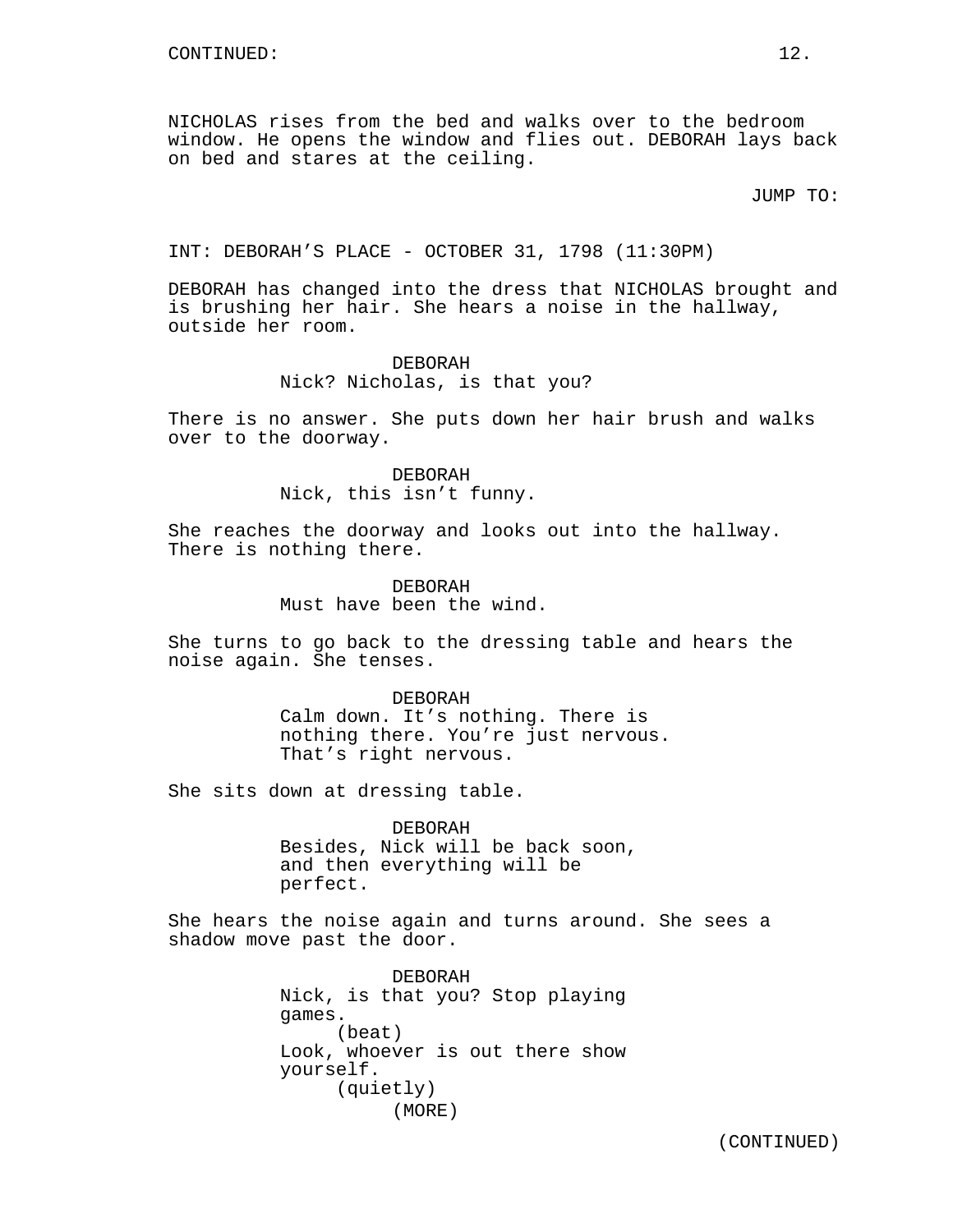NICHOLAS rises from the bed and walks over to the bedroom window. He opens the window and flies out. DEBORAH lays back on bed and stares at the ceiling.

JUMP TO:

INT: DEBORAH'S PLACE - OCTOBER 31, 1798 (11:30PM)

DEBORAH has changed into the dress that NICHOLAS brought and is brushing her hair. She hears a noise in the hallway, outside her room.

DEBORAH
Nick? Nicholas, is that you?

There is no answer. She puts down her hair brush and walks over to the doorway.

DEBORAH
Nick, this isn't funny.

She reaches the doorway and looks out into the hallway. There is nothing there.

DEBORAH
Must have been the wind.

She turns to go back to the dressing table and hears the noise again. She tenses.

DEBORAH
Calm down. It's nothing. There is nothing there. You're just nervous. That's right nervous.

She sits down at dressing table.

DEBORAH
Besides, Nick will be back soon, and then everything will be perfect.

She hears the noise again and turns around. She sees a shadow move past the door.

DEBORAH
Nick, is that you? Stop playing games.
(beat)
Look, whoever is out there show yourself.
(quietly)
(MORE)

(CONTINUED)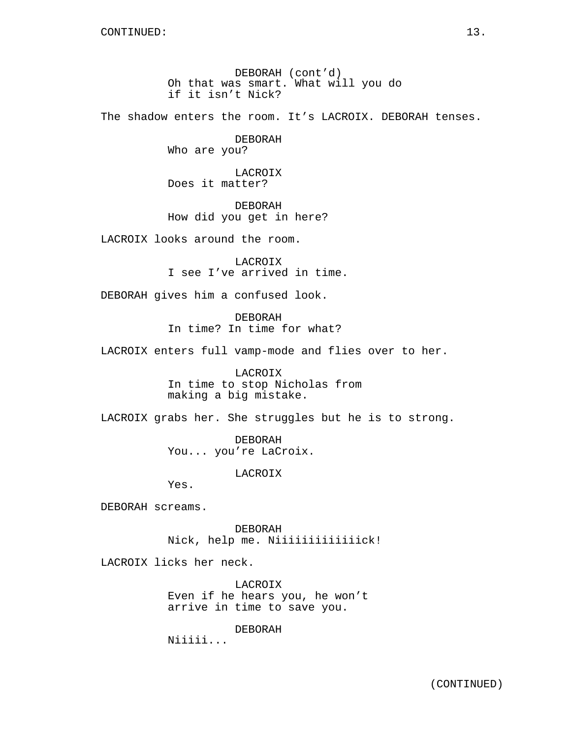CONTINUED:

DEBORAH (cont'd)
Oh that was smart. What will you do if it isn't Nick?

The shadow enters the room. It's LACROIX. DEBORAH tenses.

DEBORAH
Who are you?

LACROIX
Does it matter?

DEBORAH
How did you get in here?

LACROIX looks around the room.

LACROIX
I see I've arrived in time.

DEBORAH gives him a confused look.

DEBORAH
In time? In time for what?

LACROIX enters full vamp-mode and flies over to her.

LACROIX
In time to stop Nicholas from making a big mistake.

LACROIX grabs her. She struggles but he is to strong.

DEBORAH
You... you're LaCroix.

LACROIX
Yes.

DEBORAH screams.

DEBORAH
Nick, help me. Niiiiiiiiiiiick!

LACROIX licks her neck.

LACROIX
Even if he hears you, he won't arrive in time to save you.

DEBORAH
Niiiii...

(CONTINUED)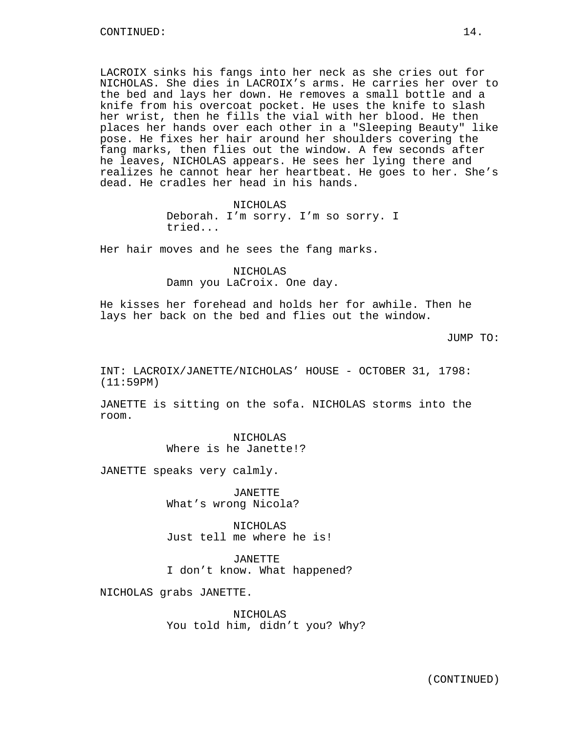CONTINUED:

LACROIX sinks his fangs into her neck as she cries out for NICHOLAS. She dies in LACROIX's arms. He carries her over to the bed and lays her down. He removes a small bottle and a knife from his overcoat pocket. He uses the knife to slash her wrist, then he fills the vial with her blood. He then places her hands over each other in a "Sleeping Beauty" like pose. He fixes her hair around her shoulders covering the fang marks, then flies out the window. A few seconds after he leaves, NICHOLAS appears. He sees her lying there and realizes he cannot hear her heartbeat. He goes to her. She's dead. He cradles her head in his hands.

NICHOLAS
Deborah. I'm sorry. I'm so sorry. I tried...

Her hair moves and he sees the fang marks.

NICHOLAS
Damn you LaCroix. One day.

He kisses her forehead and holds her for awhile. Then he lays her back on the bed and flies out the window.

JUMP TO:

INT: LACROIX/JANETTE/NICHOLAS' HOUSE - OCTOBER 31, 1798: (11:59PM)

JANETTE is sitting on the sofa. NICHOLAS storms into the room.

NICHOLAS
Where is he Janette!?

JANETTE speaks very calmly.

JANETTE
What's wrong Nicola?

NICHOLAS
Just tell me where he is!

JANETTE
I don't know. What happened?

NICHOLAS grabs JANETTE.

NICHOLAS
You told him, didn't you? Why?

(CONTINUED)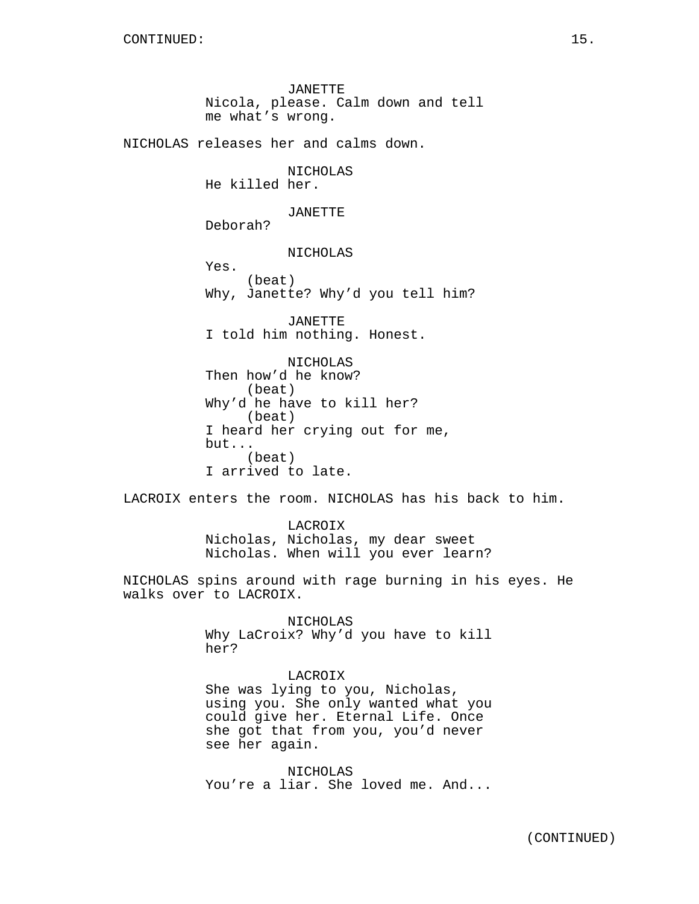JANETTE
Nicola, please. Calm down and tell me what's wrong.

NICHOLAS releases her and calms down.

NICHOLAS
He killed her.

JANETTE
Deborah?

NICHOLAS
Yes.
(beat)
Why, Janette? Why'd you tell him?

JANETTE
I told him nothing. Honest.

NICHOLAS
Then how'd he know?
(beat)
Why'd he have to kill her?
(beat)
I heard her crying out for me, but...
(beat)
I arrived to late.

LACROIX enters the room. NICHOLAS has his back to him.

LACROIX
Nicholas, Nicholas, my dear sweet Nicholas. When will you ever learn?

NICHOLAS spins around with rage burning in his eyes. He walks over to LACROIX.

NICHOLAS
Why LaCroix? Why'd you have to kill her?

LACROIX
She was lying to you, Nicholas, using you. She only wanted what you could give her. Eternal Life. Once she got that from you, you'd never see her again.

NICHOLAS
You're a liar. She loved me. And...

(CONTINUED)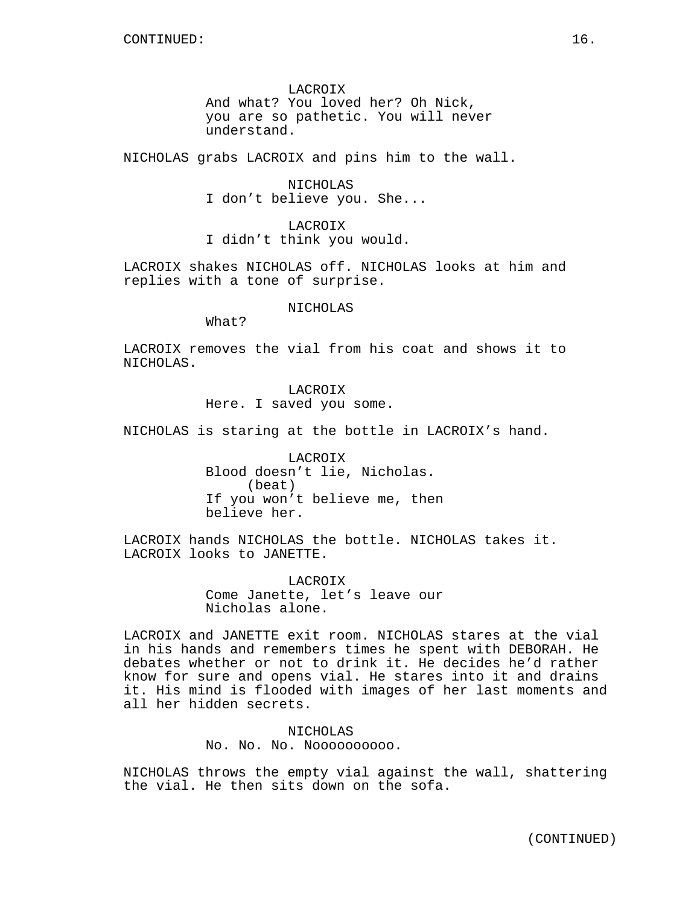LACROIX
And what? You loved her? Oh Nick, you are so pathetic. You will never understand.

NICHOLAS grabs LACROIX and pins him to the wall.

NICHOLAS
I don't believe you. She...

LACROIX
I didn't think you would.

LACROIX shakes NICHOLAS off. NICHOLAS looks at him and replies with a tone of surprise.

NICHOLAS
What?

LACROIX removes the vial from his coat and shows it to NICHOLAS.

LACROIX
Here. I saved you some.

NICHOLAS is staring at the bottle in LACROIX's hand.

LACROIX
Blood doesn't lie, Nicholas.
(beat)
If you won't believe me, then believe her.

LACROIX hands NICHOLAS the bottle. NICHOLAS takes it. LACROIX looks to JANETTE.

LACROIX
Come Janette, let's leave our Nicholas alone.

LACROIX and JANETTE exit room. NICHOLAS stares at the vial in his hands and remembers times he spent with DEBORAH. He debates whether or not to drink it. He decides he'd rather know for sure and opens vial. He stares into it and drains it. His mind is flooded with images of her last moments and all her hidden secrets.

NICHOLAS
No. No. No. Noooooooooo.

NICHOLAS throws the empty vial against the wall, shattering the vial. He then sits down on the sofa.

(CONTINUED)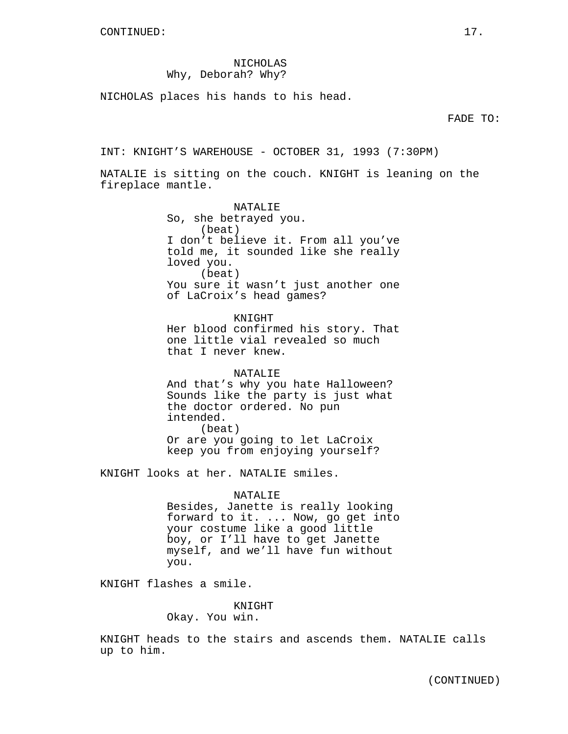CONTINUED:

NICHOLAS
Why, Deborah? Why?

NICHOLAS places his hands to his head.

FADE TO:

INT: KNIGHT’S WAREHOUSE - OCTOBER 31, 1993 (7:30PM)

NATALIE is sitting on the couch. KNIGHT is leaning on the fireplace mantle.

NATALIE
So, she betrayed you.
(beat)
I don’t believe it. From all you’ve told me, it sounded like she really loved you.
(beat)
You sure it wasn’t just another one of LaCroix’s head games?

KNIGHT
Her blood confirmed his story. That one little vial revealed so much that I never knew.

NATALIE
And that’s why you hate Halloween? Sounds like the party is just what the doctor ordered. No pun intended.
(beat)
Or are you going to let LaCroix keep you from enjoying yourself?

KNIGHT looks at her. NATALIE smiles.

NATALIE
Besides, Janette is really looking forward to it. ... Now, go get into your costume like a good little boy, or I’ll have to get Janette myself, and we’ll have fun without you.

KNIGHT flashes a smile.

KNIGHT
Okay. You win.

KNIGHT heads to the stairs and ascends them. NATALIE calls up to him.

(CONTINUED)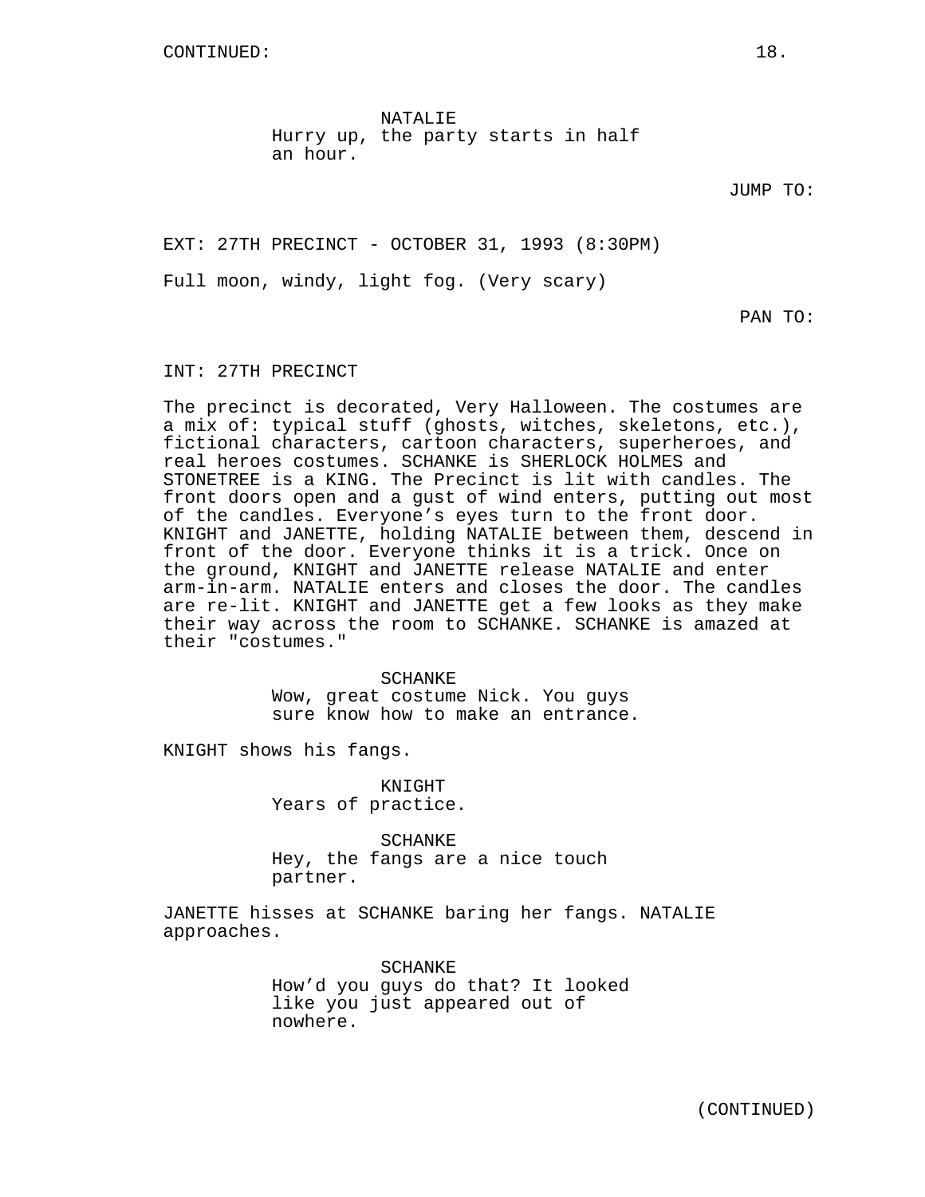NATALIE
Hurry up, the party starts in half an hour.

JUMP TO:

EXT: 27TH PRECINCT - OCTOBER 31, 1993 (8:30PM)

Full moon, windy, light fog. (Very scary)

PAN TO:

INT: 27TH PRECINCT

The precinct is decorated, Very Halloween. The costumes are a mix of: typical stuff (ghosts, witches, skeletons, etc.), fictional characters, cartoon characters, superheroes, and real heroes costumes. SCHANKE is SHERLOCK HOLMES and STONETREE is a KING. The Precinct is lit with candles. The front doors open and a gust of wind enters, putting out most of the candles. Everyone's eyes turn to the front door. KNIGHT and JANETTE, holding NATALIE between them, descend in front of the door. Everyone thinks it is a trick. Once on the ground, KNIGHT and JANETTE release NATALIE and enter arm-in-arm. NATALIE enters and closes the door. The candles are re-lit. KNIGHT and JANETTE get a few looks as they make their way across the room to SCHANKE. SCHANKE is amazed at their "costumes."

SCHANKE
Wow, great costume Nick. You guys sure know how to make an entrance.

KNIGHT shows his fangs.

KNIGHT
Years of practice.

SCHANKE
Hey, the fangs are a nice touch partner.

JANETTE hisses at SCHANKE baring her fangs. NATALIE approaches.

SCHANKE
How'd you guys do that? It looked like you just appeared out of nowhere.

(CONTINUED)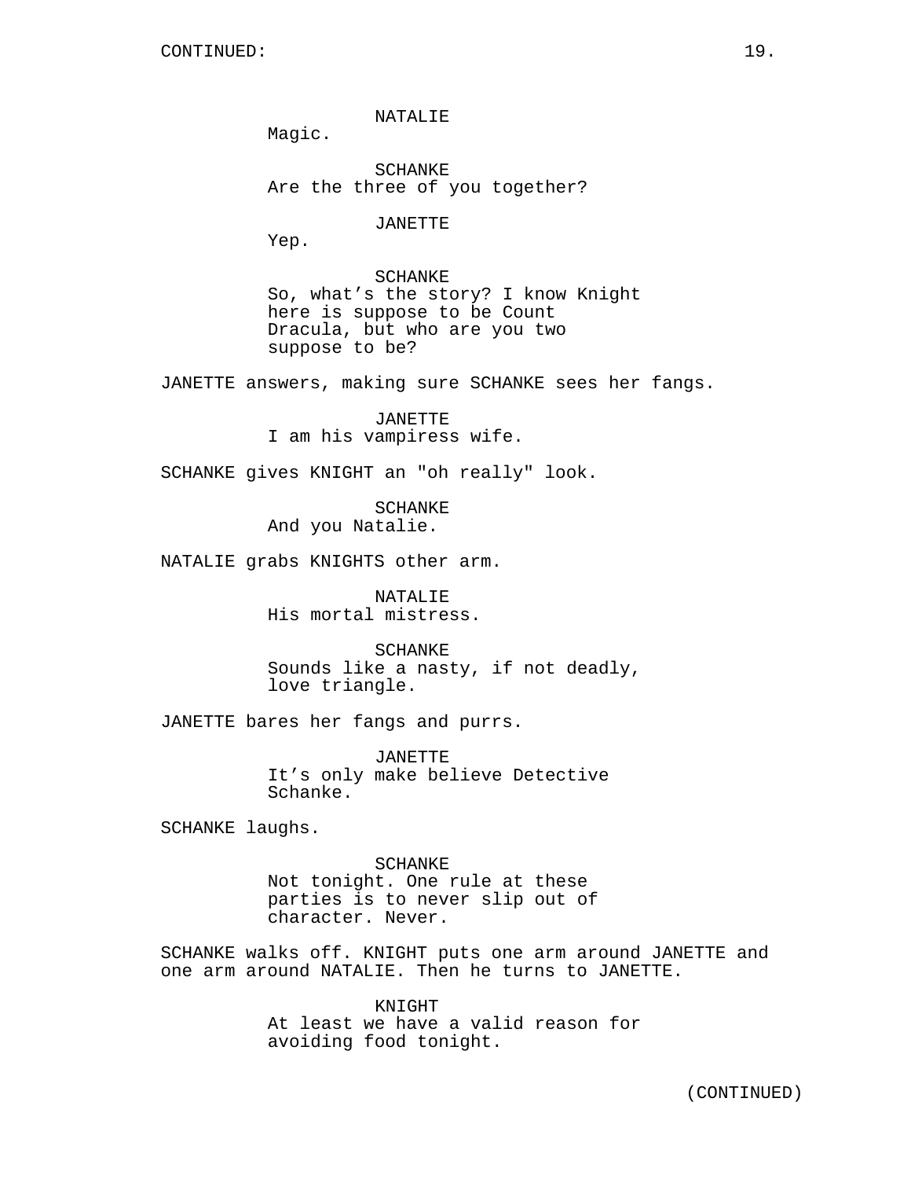CONTINUED:

NATALIE
Magic.

SCHANKE
Are the three of you together?

JANETTE
Yep.

SCHANKE
So, what's the story? I know Knight here is suppose to be Count Dracula, but who are you two suppose to be?

JANETTE answers, making sure SCHANKE sees her fangs.

JANETTE
I am his vampiress wife.

SCHANKE gives KNIGHT an "oh really" look.

SCHANKE
And you Natalie.

NATALIE grabs KNIGHTS other arm.

NATALIE
His mortal mistress.

SCHANKE
Sounds like a nasty, if not deadly, love triangle.

JANETTE bares her fangs and purrs.

JANETTE
It's only make believe Detective Schanke.

SCHANKE laughs.

SCHANKE
Not tonight. One rule at these parties is to never slip out of character. Never.

SCHANKE walks off. KNIGHT puts one arm around JANETTE and one arm around NATALIE. Then he turns to JANETTE.

KNIGHT
At least we have a valid reason for avoiding food tonight.

(CONTINUED)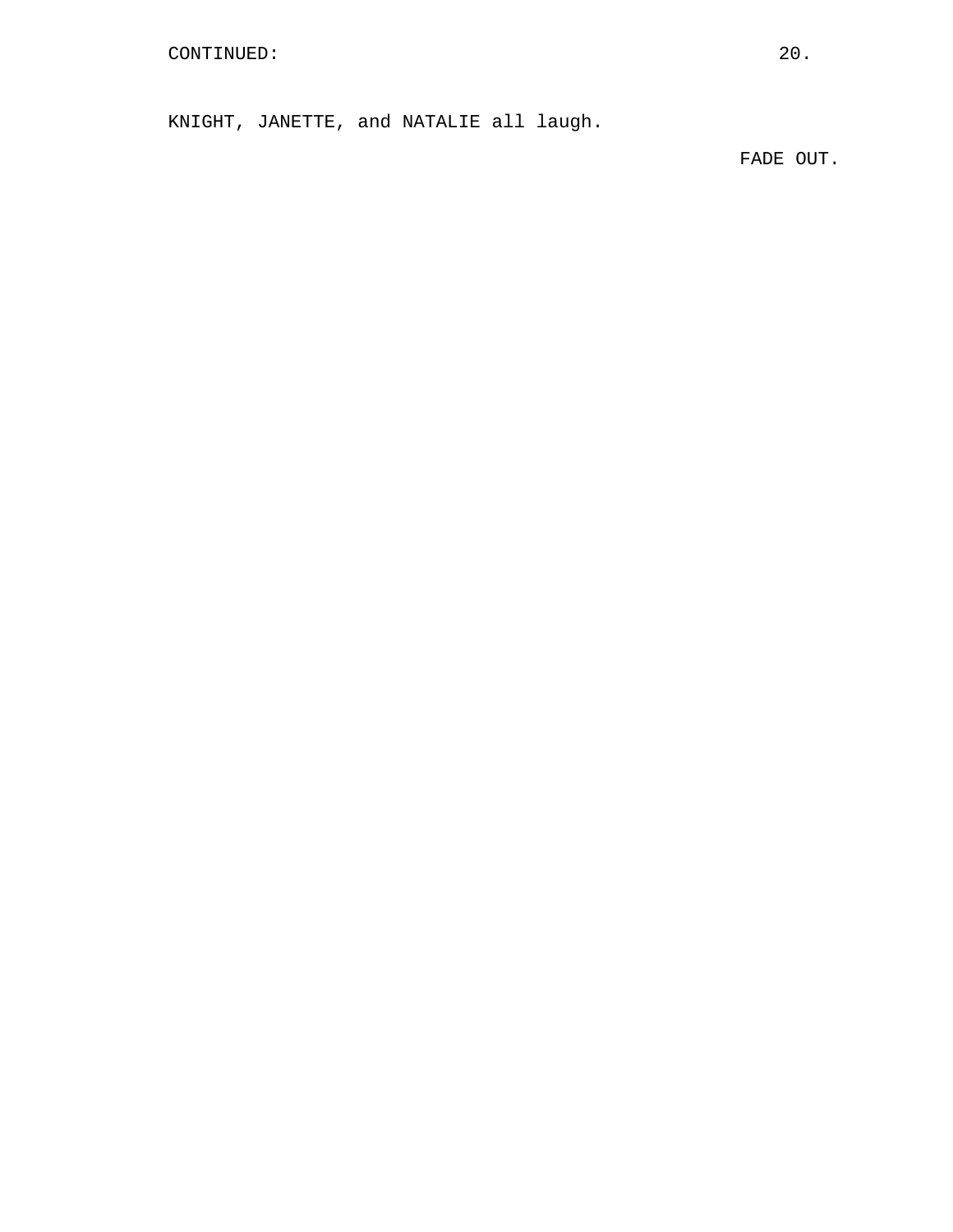KNIGHT, JANETTE, and NATALIE all laugh.

FADE OUT.